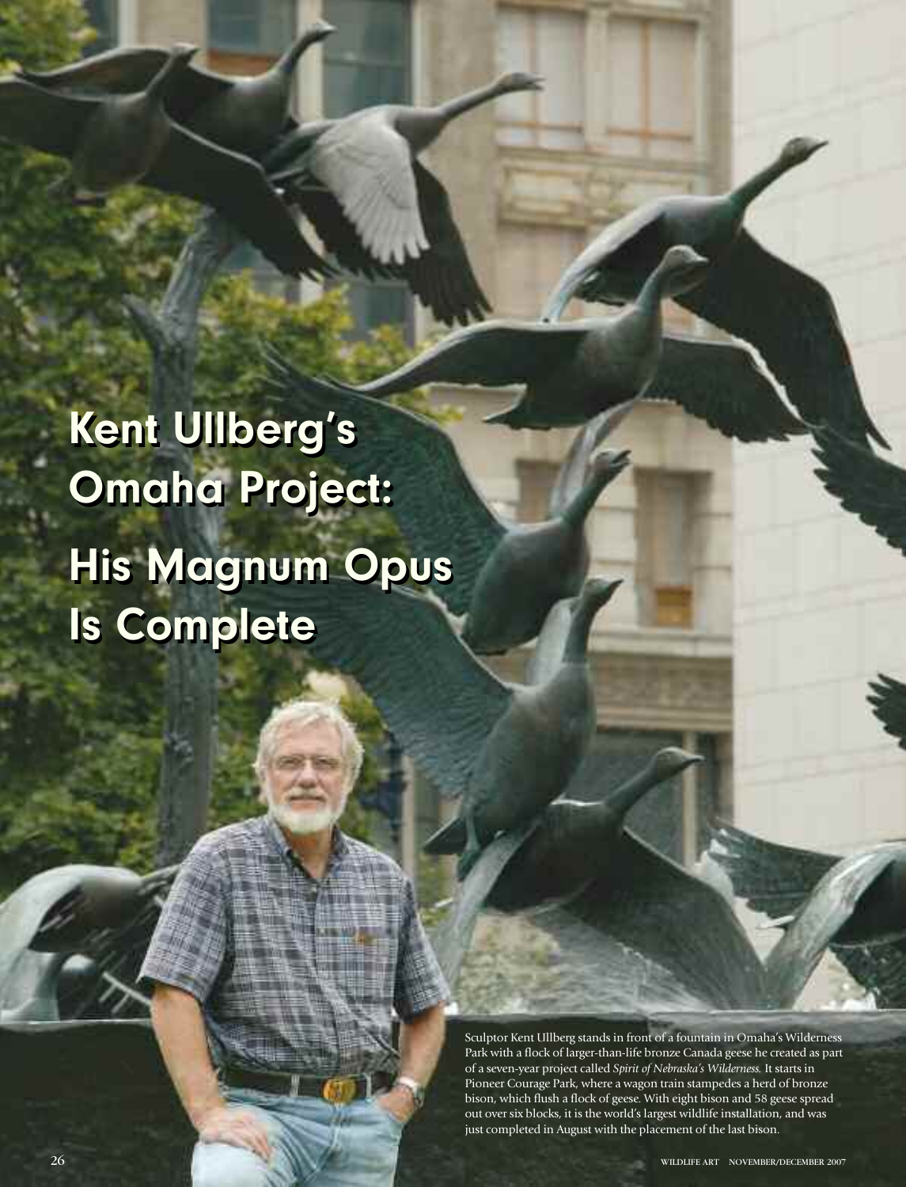# Kent Ullberg's Omaha Project: His Magnum Opus Is Complete

Sculptor Kent Ullberg stands in front of a fountain in Omaha's Wilderness Park with a flock of larger-than-life bronze Canada geese he created as part of a seven-year project called *Spirit of Nebraska's Wilderness.* It starts in Pioneer Courage Park, where a wagon train stampedes a herd of bronze bison, which flush a flock of geese. With eight bison and 58 geese spread out over six blocks, it is the world's largest wildlife installation, and was just completed in August with the placement of the last bison.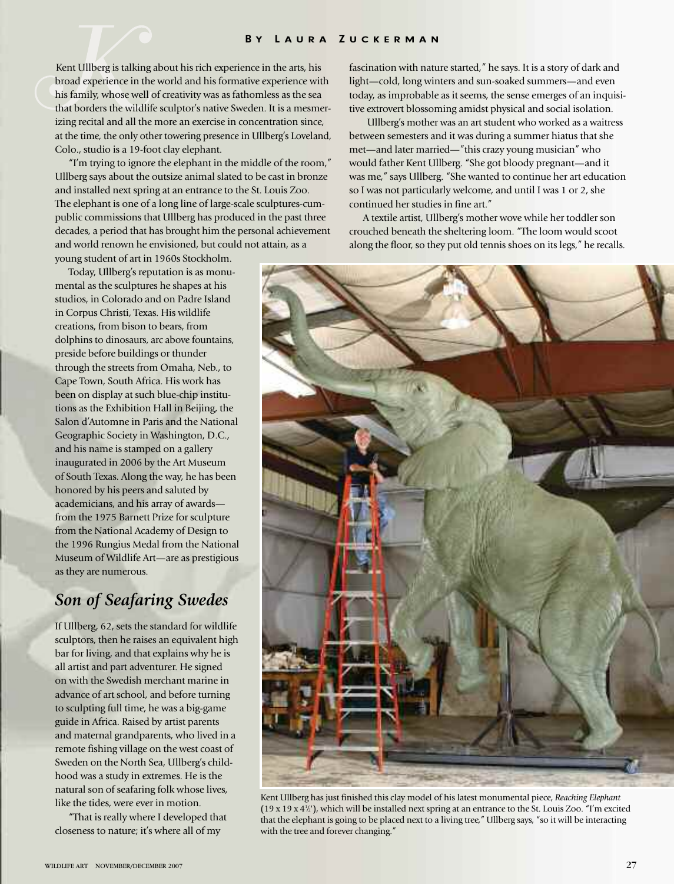By Laura Zuckerman

Kent Ullberg is talking about his rich experience in the arts, his broad experience in the world and his formative experience with his family, whose well of creativity was as fathomless as the sea that borders the wildlife sculptor's native Sweden. It is a mesmerizing recital and all the more an exercise in concentration since, at the time, the only other towering presence in Ullberg's Loveland, Colo., studio is a 19-foot clay elephant.

"I'm trying to ignore the elephant in the middle of the room," Ullberg says about the outsize animal slated to be cast in bronze and installed next spring at an entrance to the St. Louis Zoo. The elephant is one of a long line of large-scale sculptures-cum-public commissions that Ullberg has produced in the past three decades, a period that has brought him the personal achievement and world renown he envisioned, but could not attain, as a young student of art in 1960s Stockholm.

Today, Ullberg's reputation is as monumental as the sculptures he shapes at his studios, in Colorado and on Padre Island in Corpus Christi, Texas. His wildlife creations, from bison to bears, from dolphins to dinosaurs, arc above fountains, preside before buildings or thunder through the streets from Omaha, Neb., to Cape Town, South Africa. His work has been on display at such blue-chip institutions as the Exhibition Hall in Beijing, the Salon d'Automne in Paris and the National Geographic Society in Washington, D.C., and his name is stamped on a gallery inaugurated in 2006 by the Art Museum of South Texas. Along the way, he has been honored by his peers and saluted by academicians, and his array of awards—from the 1975 Barnett Prize for sculpture from the National Academy of Design to the 1996 Rungius Medal from the National Museum of Wildlife Art—are as prestigious as they are numerous.

## *Son of Seafaring Swedes*

If Ullberg, 62, sets the standard for wildlife sculptors, then he raises an equivalent high bar for living, and that explains why he is all artist and part adventurer. He signed on with the Swedish merchant marine in advance of art school, and before turning to sculpting full time, he was a big-game guide in Africa. Raised by artist parents and maternal grandparents, who lived in a remote fishing village on the west coast of Sweden on the North Sea, Ullberg's childhood was a study in extremes. He is the natural son of seafaring folk whose lives, like the tides, were ever in motion.

"That is really where I developed that closeness to nature; it's where all of my fascination with nature started," he says. It is a story of dark and light—cold, long winters and sun-soaked summers—and even today, as improbable as it seems, the sense emerges of an inquisitive extrovert blossoming amidst physical and social isolation.

Ullberg's mother was an art student who worked as a waitress between semesters and it was during a summer hiatus that she met—and later married—"this crazy young musician" who would father Kent Ullberg. "She got bloody pregnant—and it was me," says Ullberg. "She wanted to continue her art education so I was not particularly welcome, and until I was 1 or 2, she continued her studies in fine art."

A textile artist, Ullberg's mother wove while her toddler son crouched beneath the sheltering loom. "The loom would scoot along the floor, so they put old tennis shoes on its legs," he recalls.

Kent Ullberg has just finished this clay model of his latest monumental piece, *Reaching Elephant* (19 x 19 x 4½'), which will be installed next spring at an entrance to the St. Louis Zoo. "I'm excited that the elephant is going to be placed next to a living tree," Ullberg says, "so it will be interacting with the tree and forever changing."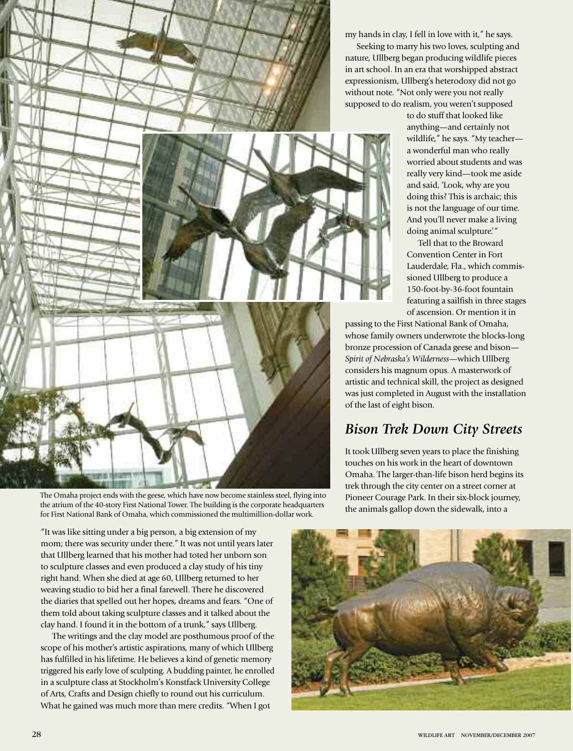The Omaha project ends with the geese, which have now become stainless steel, flying into the atrium of the 40-story First National Tower. The building is the corporate headquarters for First National Bank of Omaha, which commissioned the multimillion-dollar work.

"It was like sitting under a big person, a big extension of my mom; there was security under there." It was not until years later that Ullberg learned that his mother had toted her unborn son to sculpture classes and even produced a clay study of his tiny right hand. When she died at age 60, Ullberg returned to her weaving studio to bid her a final farewell. There he discovered the diaries that spelled out her hopes, dreams and fears. "One of them told about taking sculpture classes and it talked about the clay hand. I found it in the bottom of a trunk," says Ullberg.

The writings and the clay model are posthumous proof of the scope of his mother's artistic aspirations, many of which Ullberg has fulfilled in his lifetime. He believes a kind of genetic memory triggered his early love of sculpting. A budding painter, he enrolled in a sculpture class at Stockholm's Konstfack University College of Arts, Crafts and Design chiefly to round out his curriculum. What he gained was much more than mere credits. "When I got my hands in clay, I fell in love with it," he says.

Seeking to marry his two loves, sculpting and nature, Ullberg began producing wildlife pieces in art school. In an era that worshipped abstract expressionism, Ullberg's heterodoxy did not go without note. "Not only were you not really supposed to do realism, you weren't supposed to do stuff that looked like anything—and certainly not wildlife," he says. "My teacher—a wonderful man who really worried about students and was really very kind—took me aside and said, 'Look, why are you doing this? This is archaic; this is not the language of our time. And you'll never make a living doing animal sculpture.'"

Tell that to the Broward Convention Center in Fort Lauderdale, Fla., which commissioned Ullberg to produce a 150-foot-by-36-foot fountain featuring a sailfish in three stages of ascension. Or mention it in passing to the First National Bank of Omaha, whose family owners underwrote the blocks-long bronze procession of Canada geese and bison—*Spirit of Nebraska's Wilderness*—which Ullberg considers his magnum opus. A masterwork of artistic and technical skill, the project as designed was just completed in August with the installation of the last of eight bison.

## *Bison Trek Down City Streets*

It took Ullberg seven years to place the finishing touches on his work in the heart of downtown Omaha. The larger-than-life bison herd begins its trek through the city center on a street corner at Pioneer Courage Park. In their six-block journey, the animals gallop down the sidewalk, into a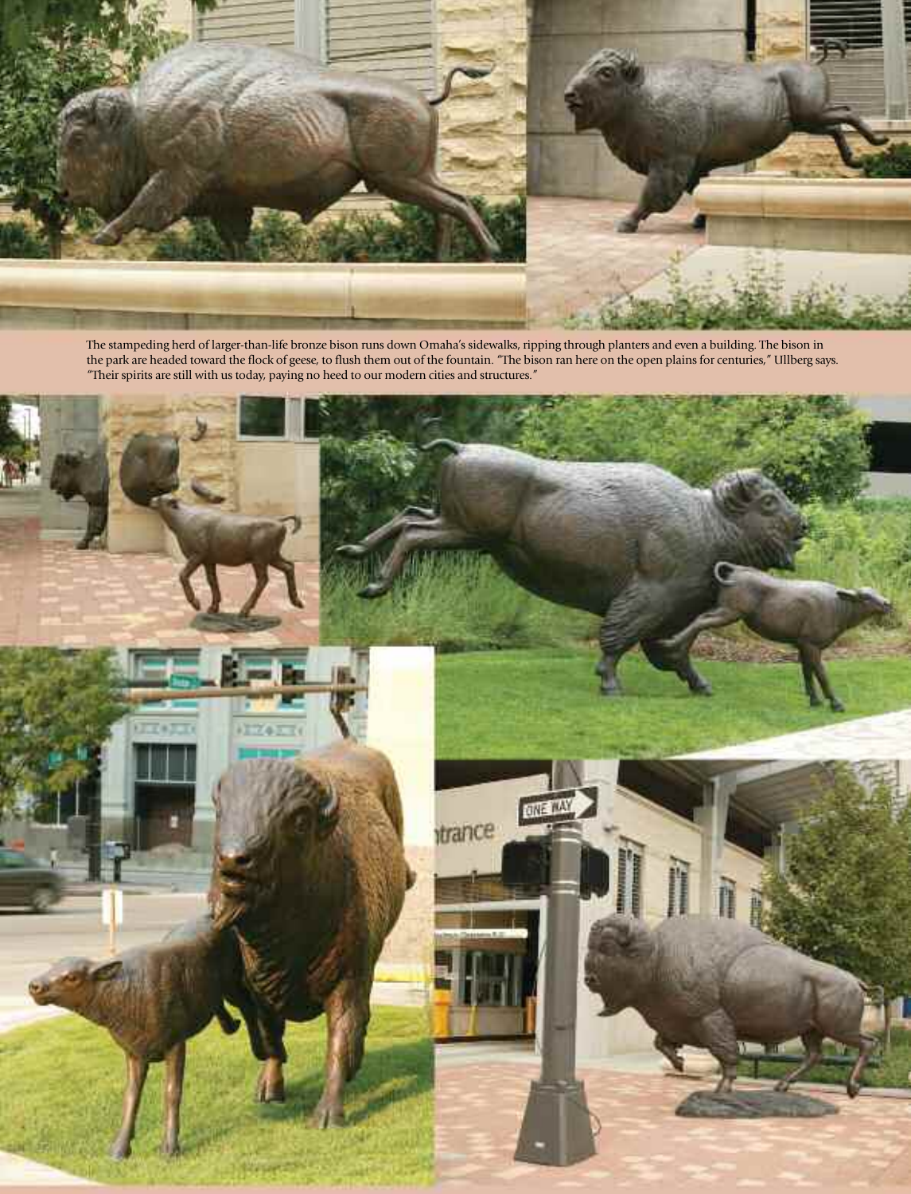The stampeding herd of larger-than-life bronze bison runs down Omaha's sidewalks, ripping through planters and even a building. The bison in the park are headed toward the flock of geese, to flush them out of the fountain. "The bison ran here on the open plains for centuries," Ullberg says. "Their spirits are still with us today, paying no heed to our modern cities and structures."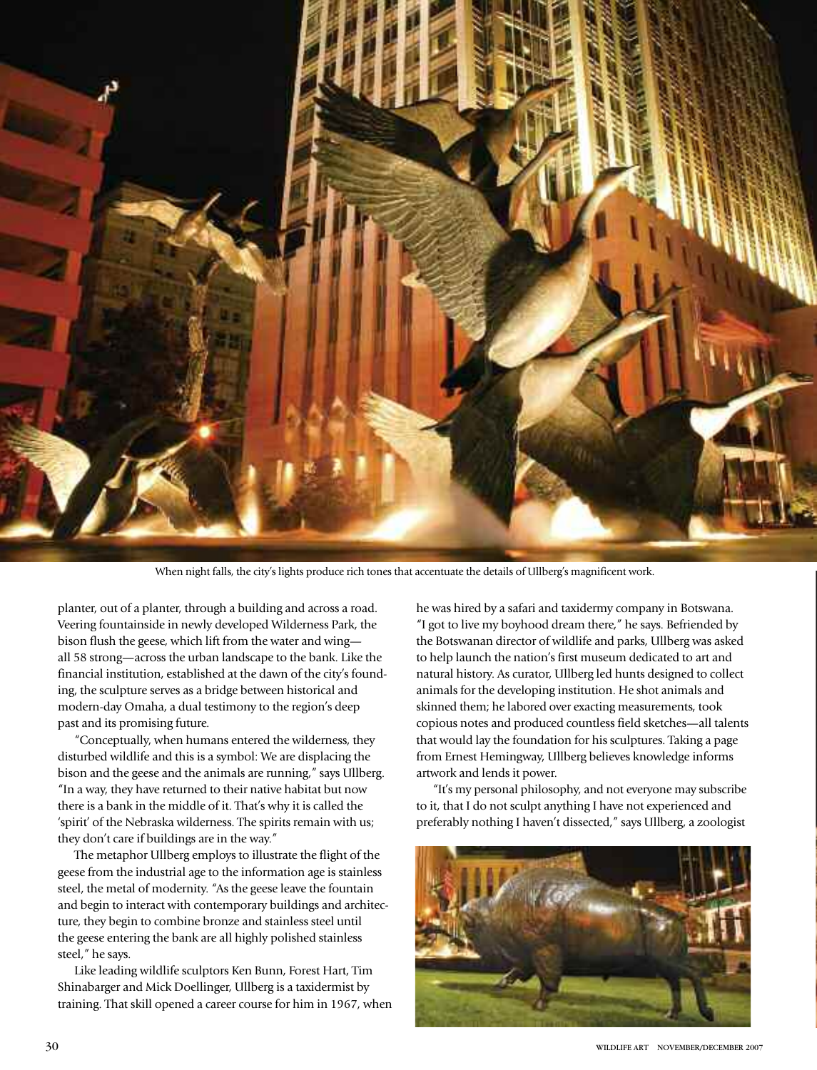When night falls, the city's lights produce rich tones that accentuate the details of Ullberg's magnificent work.

planter, out of a planter, through a building and across a road. Veering fountainside in newly developed Wilderness Park, the bison flush the geese, which lift from the water and wing—all 58 strong—across the urban landscape to the bank. Like the financial institution, established at the dawn of the city's founding, the sculpture serves as a bridge between historical and modern-day Omaha, a dual testimony to the region's deep past and its promising future.

"Conceptually, when humans entered the wilderness, they disturbed wildlife and this is a symbol: We are displacing the bison and the geese and the animals are running," says Ullberg. "In a way, they have returned to their native habitat but now there is a bank in the middle of it. That's why it is called the 'spirit' of the Nebraska wilderness. The spirits remain with us; they don't care if buildings are in the way."

The metaphor Ullberg employs to illustrate the flight of the geese from the industrial age to the information age is stainless steel, the metal of modernity. "As the geese leave the fountain and begin to interact with contemporary buildings and architecture, they begin to combine bronze and stainless steel until the geese entering the bank are all highly polished stainless steel," he says.

Like leading wildlife sculptors Ken Bunn, Forest Hart, Tim Shinabarger and Mick Doellinger, Ullberg is a taxidermist by training. That skill opened a career course for him in 1967, when he was hired by a safari and taxidermy company in Botswana. "I got to live my boyhood dream there," he says. Befriended by the Botswanan director of wildlife and parks, Ullberg was asked to help launch the nation's first museum dedicated to art and natural history. As curator, Ullberg led hunts designed to collect animals for the developing institution. He shot animals and skinned them; he labored over exacting measurements, took copious notes and produced countless field sketches—all talents that would lay the foundation for his sculptures. Taking a page from Ernest Hemingway, Ullberg believes knowledge informs artwork and lends it power.

"It's my personal philosophy, and not everyone may subscribe to it, that I do not sculpt anything I have not experienced and preferably nothing I haven't dissected," says Ullberg, a zoologist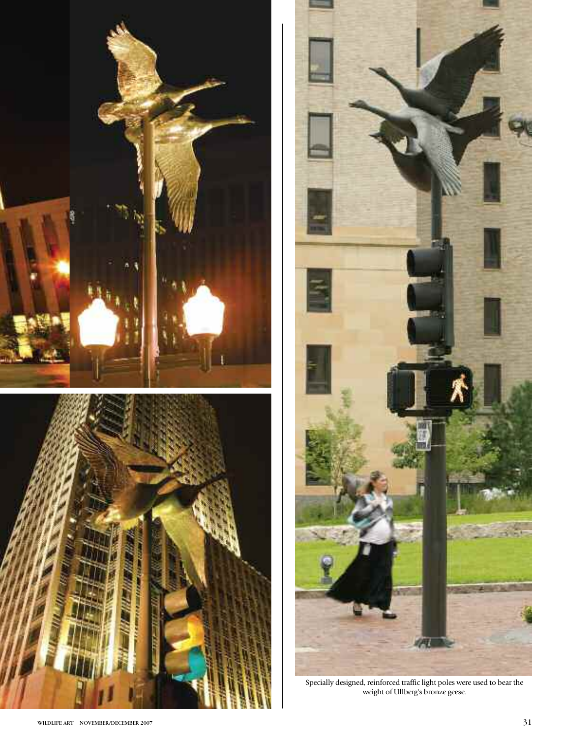Specially designed, reinforced traffic light poles were used to bear the weight of Ullberg's bronze geese.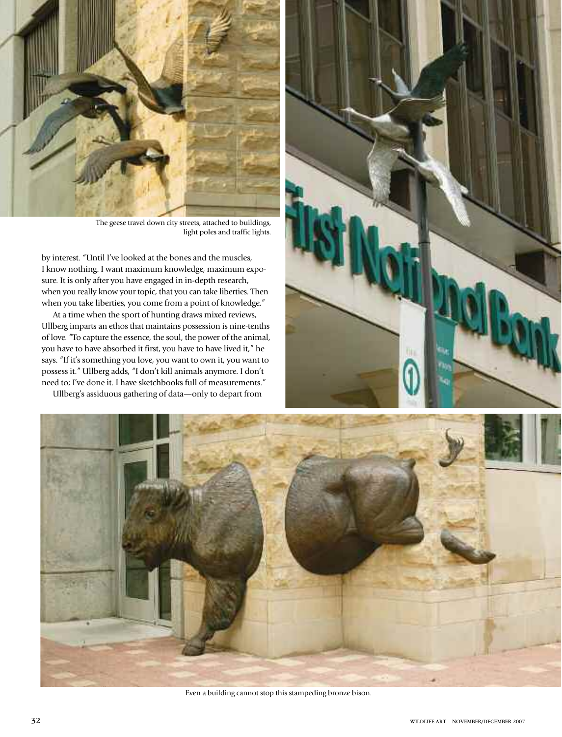The geese travel down city streets, attached to buildings, light poles and traffic lights.

by interest. "Until I've looked at the bones and the muscles, I know nothing. I want maximum knowledge, maximum exposure. It is only after you have engaged in in-depth research, when you really know your topic, that you can take liberties. Then when you take liberties, you come from a point of knowledge."

At a time when the sport of hunting draws mixed reviews, Ullberg imparts an ethos that maintains possession is nine-tenths of love. "To capture the essence, the soul, the power of the animal, you have to have absorbed it first, you have to have lived it," he says. "If it's something you love, you want to own it, you want to possess it." Ullberg adds, "I don't kill animals anymore. I don't need to; I've done it. I have sketchbooks full of measurements."

Ullberg's assiduous gathering of data—only to depart from

Even a building cannot stop this stampeding bronze bison.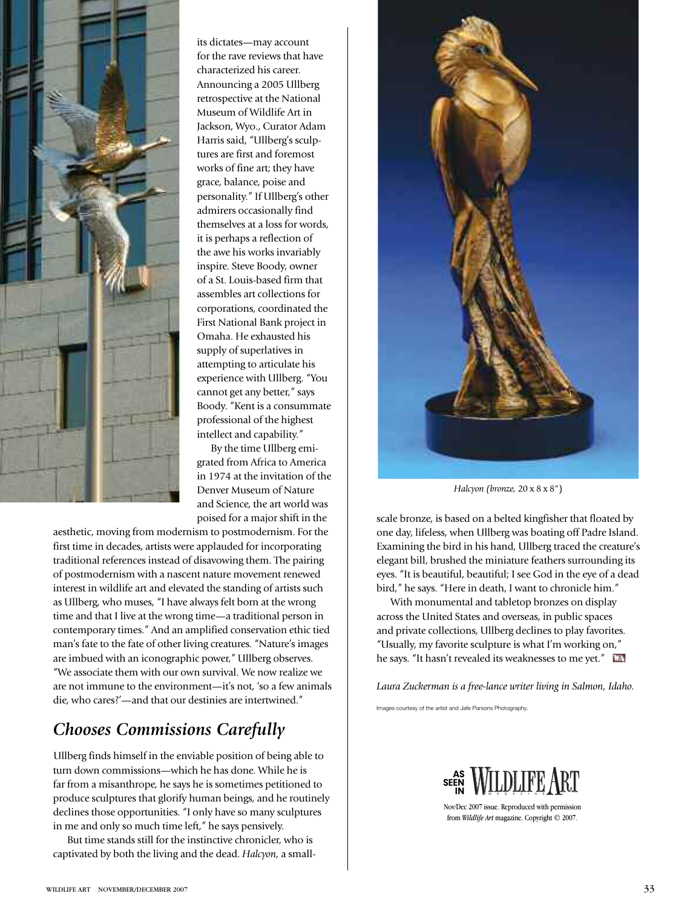its dictates—may account for the rave reviews that have characterized his career. Announcing a 2005 Ullberg retrospective at the National Museum of Wildlife Art in Jackson, Wyo., Curator Adam Harris said, "Ullberg's sculptures are first and foremost works of fine art; they have grace, balance, poise and personality." If Ullberg's other admirers occasionally find themselves at a loss for words, it is perhaps a reflection of the awe his works invariably inspire. Steve Boody, owner of a St. Louis-based firm that assembles art collections for corporations, coordinated the First National Bank project in Omaha. He exhausted his supply of superlatives in attempting to articulate his experience with Ullberg. "You cannot get any better," says Boody. "Kent is a consummate professional of the highest intellect and capability."

By the time Ullberg emigrated from Africa to America in 1974 at the invitation of the Denver Museum of Nature and Science, the art world was poised for a major shift in the aesthetic, moving from modernism to postmodernism. For the first time in decades, artists were applauded for incorporating traditional references instead of disavowing them. The pairing of postmodernism with a nascent nature movement renewed interest in wildlife art and elevated the standing of artists such as Ullberg, who muses, "I have always felt born at the wrong time and that I live at the wrong time—a traditional person in contemporary times." And an amplified conservation ethic tied man's fate to the fate of other living creatures. "Nature's images are imbued with an iconographic power," Ullberg observes. "We associate them with our own survival. We now realize we are not immune to the environment—it's not, 'so a few animals die, who cares?'—and that our destinies are intertwined."

## Chooses Commissions Carefully

Ullberg finds himself in the enviable position of being able to turn down commissions—which he has done. While he is far from a misanthrope, he says he is sometimes petitioned to produce sculptures that glorify human beings, and he routinely declines those opportunities. "I only have so many sculptures in me and only so much time left," he says pensively.

But time stands still for the instinctive chronicler, who is captivated by both the living and the dead. *Halcyon,* a small-scale bronze, is based on a belted kingfisher that floated by one day, lifeless, when Ullberg was boating off Padre Island. Examining the bird in his hand, Ullberg traced the creature's elegant bill, brushed the miniature feathers surrounding its eyes. "It is beautiful, beautiful; I see God in the eye of a dead bird," he says. "Here in death, I want to chronicle him."

*Halcyon (bronze,* 20 x 8 x 8")

With monumental and tabletop bronzes on display across the United States and overseas, in public spaces and private collections, Ullberg declines to play favorites. "Usually, my favorite sculpture is what I'm working on," he says. "It hasn't revealed its weaknesses to me yet."

*Laura Zuckerman is a free-lance writer living in Salmon, Idaho.*

Images courtesy of the artist and Jafe Parsons Photography.

AS SEEN IN WILDLIFE ART MAGAZINE

Nov/Dec 2007 issue. Reproduced with permission from *Wildlife Art* magazine. Copyright © 2007.